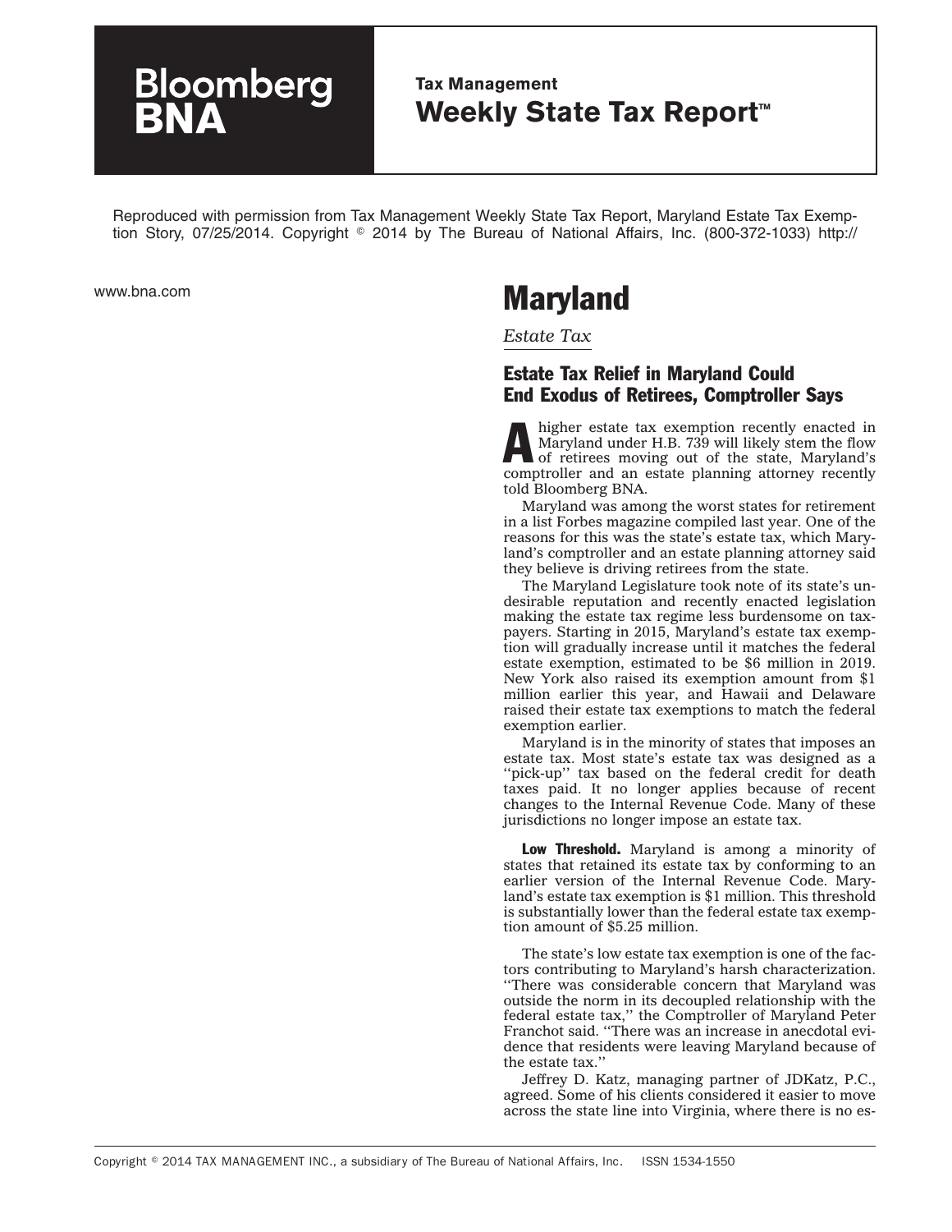**Bloomberg BNA**

**Tax Management**
**Weekly State Tax Report™**

Reproduced with permission from Tax Management Weekly State Tax Report, Maryland Estate Tax Exemption Story, 07/25/2014. Copyright © 2014 by The Bureau of National Affairs, Inc. (800-372-1033) http://www.bna.com

# Maryland

*Estate Tax*

## Estate Tax Relief in Maryland Could End Exodus of Retirees, Comptroller Says

A higher estate tax exemption recently enacted in Maryland under H.B. 739 will likely stem the flow of retirees moving out of the state, Maryland's comptroller and an estate planning attorney recently told Bloomberg BNA.

Maryland was among the worst states for retirement in a list Forbes magazine compiled last year. One of the reasons for this was the state's estate tax, which Maryland's comptroller and an estate planning attorney said they believe is driving retirees from the state.

The Maryland Legislature took note of its state's undesirable reputation and recently enacted legislation making the estate tax regime less burdensome on taxpayers. Starting in 2015, Maryland's estate tax exemption will gradually increase until it matches the federal estate exemption, estimated to be $6 million in 2019. New York also raised its exemption amount from $1 million earlier this year, and Hawaii and Delaware raised their estate tax exemptions to match the federal exemption earlier.

Maryland is in the minority of states that imposes an estate tax. Most state's estate tax was designed as a ''pick-up'' tax based on the federal credit for death taxes paid. It no longer applies because of recent changes to the Internal Revenue Code. Many of these jurisdictions no longer impose an estate tax.

**Low Threshold.** Maryland is among a minority of states that retained its estate tax by conforming to an earlier version of the Internal Revenue Code. Maryland's estate tax exemption is $1 million. This threshold is substantially lower than the federal estate tax exemption amount of $5.25 million.

The state's low estate tax exemption is one of the factors contributing to Maryland's harsh characterization. ''There was considerable concern that Maryland was outside the norm in its decoupled relationship with the federal estate tax,'' the Comptroller of Maryland Peter Franchot said. ''There was an increase in anecdotal evidence that residents were leaving Maryland because of the estate tax.''

Jeffrey D. Katz, managing partner of JDKatz, P.C., agreed. Some of his clients considered it easier to move across the state line into Virginia, where there is no es-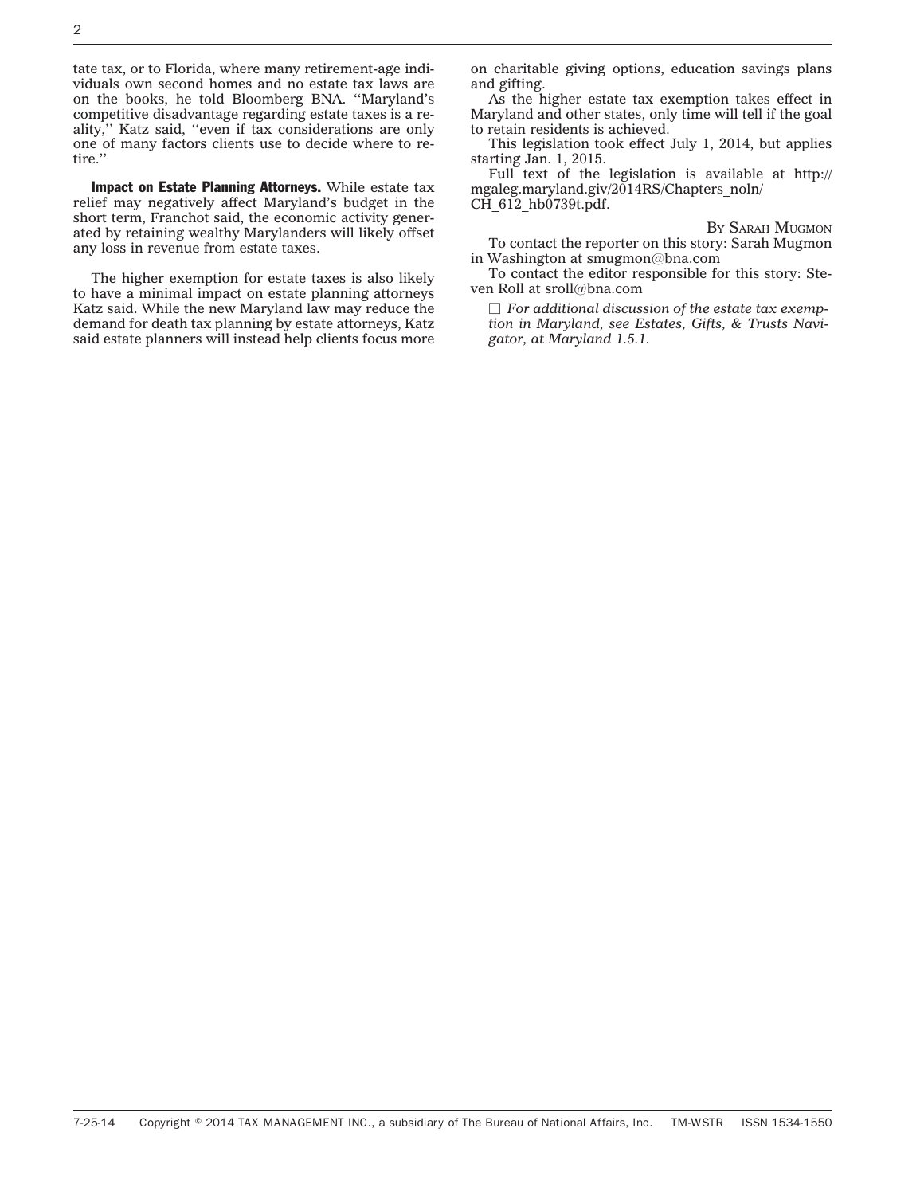tate tax, or to Florida, where many retirement-age individuals own second homes and no estate tax laws are on the books, he told Bloomberg BNA. ''Maryland's competitive disadvantage regarding estate taxes is a reality,'' Katz said, ''even if tax considerations are only one of many factors clients use to decide where to retire.''

**Impact on Estate Planning Attorneys.** While estate tax relief may negatively affect Maryland's budget in the short term, Franchot said, the economic activity generated by retaining wealthy Marylanders will likely offset any loss in revenue from estate taxes.

The higher exemption for estate taxes is also likely to have a minimal impact on estate planning attorneys Katz said. While the new Maryland law may reduce the demand for death tax planning by estate attorneys, Katz said estate planners will instead help clients focus more on charitable giving options, education savings plans and gifting.

As the higher estate tax exemption takes effect in Maryland and other states, only time will tell if the goal to retain residents is achieved.

This legislation took effect July 1, 2014, but applies starting Jan. 1, 2015.

Full text of the legislation is available at http://mgaleg.maryland.giv/2014RS/Chapters_noln/CH_612_hb0739t.pdf.

By Sarah Mugmon

To contact the reporter on this story: Sarah Mugmon in Washington at smugmon@bna.com

To contact the editor responsible for this story: Steven Roll at sroll@bna.com

☐ *For additional discussion of the estate tax exemption in Maryland, see Estates, Gifts, & Trusts Navigator, at Maryland 1.5.1.*